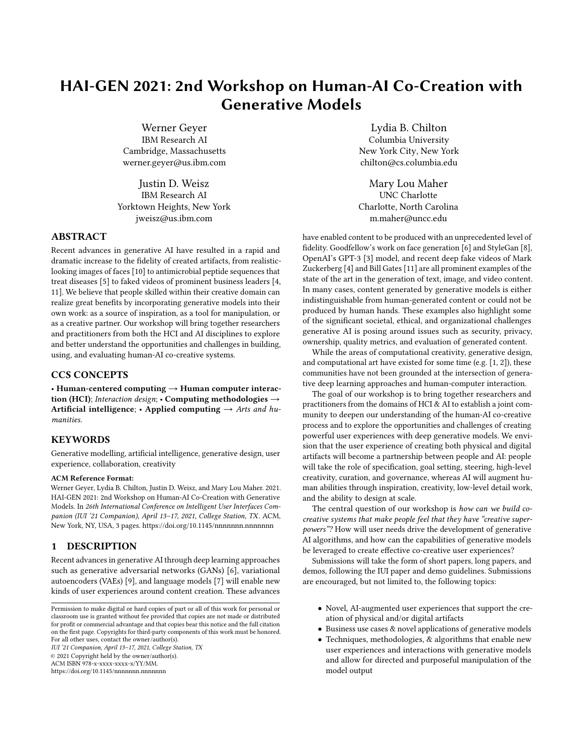# HAI-GEN 2021: 2nd Workshop on Human-AI Co-Creation with Generative Models

Werner Geyer
IBM Research AI
Cambridge, Massachusetts
werner.geyer@us.ibm.com

Lydia B. Chilton
Columbia University
New York City, New York
chilton@cs.columbia.edu

Justin D. Weisz
IBM Research AI
Yorktown Heights, New York
jweisz@us.ibm.com

Mary Lou Maher
UNC Charlotte
Charlotte, North Carolina
m.maher@uncc.edu

## ABSTRACT

Recent advances in generative AI have resulted in a rapid and dramatic increase to the fidelity of created artifacts, from realistic-looking images of faces [10] to antimicrobial peptide sequences that treat diseases [5] to faked videos of prominent business leaders [4, 11]. We believe that people skilled within their creative domain can realize great benefits by incorporating generative models into their own work: as a source of inspiration, as a tool for manipulation, or as a creative partner. Our workshop will bring together researchers and practitioners from both the HCI and AI disciplines to explore and better understand the opportunities and challenges in building, using, and evaluating human-AI co-creative systems.

## CCS CONCEPTS

• **Human-centered computing → Human computer interaction (HCI)**; *Interaction design*; • **Computing methodologies → Artificial intelligence**; • **Applied computing →** *Arts and humanities*.

## KEYWORDS

Generative modelling, artificial intelligence, generative design, user experience, collaboration, creativity

**ACM Reference Format:**
Werner Geyer, Lydia B. Chilton, Justin D. Weisz, and Mary Lou Maher. 2021. HAI-GEN 2021: 2nd Workshop on Human-AI Co-Creation with Generative Models. In *26th International Conference on Intelligent User Interfaces Companion (IUI '21 Companion), April 13–17, 2021, College Station, TX*. ACM, New York, NY, USA, 3 pages. https://doi.org/10.1145/nnnnnnn.nnnnnnn

## 1 DESCRIPTION

Recent advances in generative AI through deep learning approaches such as generative adversarial networks (GANs) [6], variational autoencoders (VAEs) [9], and language models [7] will enable new kinds of user experiences around content creation. These advances have enabled content to be produced with an unprecedented level of fidelity. Goodfellow's work on face generation [6] and StyleGan [8], OpenAI's GPT-3 [3] model, and recent deep fake videos of Mark Zuckerberg [4] and Bill Gates [11] are all prominent examples of the state of the art in the generation of text, image, and video content. In many cases, content generated by generative models is either indistinguishable from human-generated content or could not be produced by human hands. These examples also highlight some of the significant societal, ethical, and organizational challenges generative AI is posing around issues such as security, privacy, ownership, quality metrics, and evaluation of generated content.

While the areas of computational creativity, generative design, and computational art have existed for some time (e.g. [1, 2]), these communities have not been grounded at the intersection of generative deep learning approaches and human-computer interaction.

The goal of our workshop is to bring together researchers and practitioners from the domains of HCI & AI to establish a joint community to deepen our understanding of the human-AI co-creative process and to explore the opportunities and challenges of creating powerful user experiences with deep generative models. We envision that the user experience of creating both physical and digital artifacts will become a partnership between people and AI: people will take the role of specification, goal setting, steering, high-level creativity, curation, and governance, whereas AI will augment human abilities through inspiration, creativity, low-level detail work, and the ability to design at scale.

The central question of our workshop is *how can we build co-creative systems that make people feel that they have "creative superpowers"?* How will user needs drive the development of generative AI algorithms, and how can the capabilities of generative models be leveraged to create effective co-creative user experiences?

Submissions will take the form of short papers, long papers, and demos, following the IUI paper and demo guidelines. Submissions are encouraged, but not limited to, the following topics:

- Novel, AI-augmented user experiences that support the creation of physical and/or digital artifacts
- Business use cases & novel applications of generative models
- Techniques, methodologies, & algorithms that enable new user experiences and interactions with generative models and allow for directed and purposeful manipulation of the model output

Permission to make digital or hard copies of part or all of this work for personal or classroom use is granted without fee provided that copies are not made or distributed for profit or commercial advantage and that copies bear this notice and the full citation on the first page. Copyrights for third-party components of this work must be honored. For all other uses, contact the owner/author(s).
*IUI '21 Companion, April 13–17, 2021, College Station, TX*
© 2021 Copyright held by the owner/author(s).
ACM ISBN 978-x-xxxx-xxxx-x/YY/MM.
https://doi.org/10.1145/nnnnnnn.nnnnnnn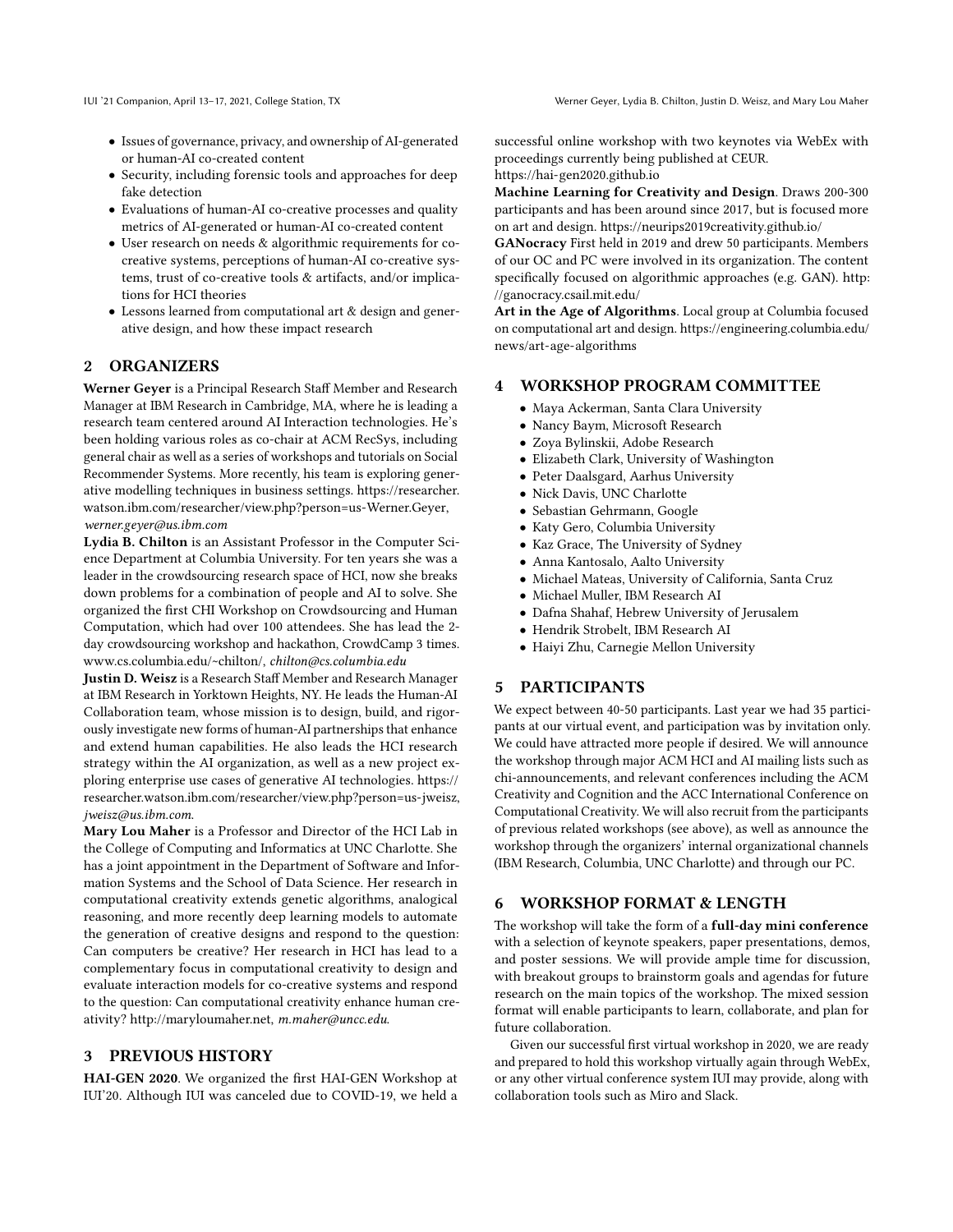- Issues of governance, privacy, and ownership of AI-generated or human-AI co-created content
- Security, including forensic tools and approaches for deep fake detection
- Evaluations of human-AI co-creative processes and quality metrics of AI-generated or human-AI co-created content
- User research on needs & algorithmic requirements for co-creative systems, perceptions of human-AI co-creative systems, trust of co-creative tools & artifacts, and/or implications for HCI theories
- Lessons learned from computational art & design and generative design, and how these impact research

## 2 ORGANIZERS

**Werner Geyer** is a Principal Research Staff Member and Research Manager at IBM Research in Cambridge, MA, where he is leading a research team centered around AI Interaction technologies. He's been holding various roles as co-chair at ACM RecSys, including general chair as well as a series of workshops and tutorials on Social Recommender Systems. More recently, his team is exploring generative modelling techniques in business settings. https://researcher.watson.ibm.com/researcher/view.php?person=us-Werner.Geyer, *werner.geyer@us.ibm.com*

**Lydia B. Chilton** is an Assistant Professor in the Computer Science Department at Columbia University. For ten years she was a leader in the crowdsourcing research space of HCI, now she breaks down problems for a combination of people and AI to solve. She organized the first CHI Workshop on Crowdsourcing and Human Computation, which had over 100 attendees. She has lead the 2-day crowdsourcing workshop and hackathon, CrowdCamp 3 times. www.cs.columbia.edu/~chilton/, *chilton@cs.columbia.edu*

**Justin D. Weisz** is a Research Staff Member and Research Manager at IBM Research in Yorktown Heights, NY. He leads the Human-AI Collaboration team, whose mission is to design, build, and rigorously investigate new forms of human-AI partnerships that enhance and extend human capabilities. He also leads the HCI research strategy within the AI organization, as well as a new project exploring enterprise use cases of generative AI technologies. https://researcher.watson.ibm.com/researcher/view.php?person=us-jweisz, *jweisz@us.ibm.com.*

**Mary Lou Maher** is a Professor and Director of the HCI Lab in the College of Computing and Informatics at UNC Charlotte. She has a joint appointment in the Department of Software and Information Systems and the School of Data Science. Her research in computational creativity extends genetic algorithms, analogical reasoning, and more recently deep learning models to automate the generation of creative designs and respond to the question: Can computers be creative? Her research in HCI has led to a complementary focus in computational creativity to design and evaluate interaction models for co-creative systems and respond to the question: Can computational creativity enhance human creativity? http://maryloumaher.net, *m.maher@uncc.edu.*

## 3 PREVIOUS HISTORY

**HAI-GEN 2020**. We organized the first HAI-GEN Workshop at IUI'20. Although IUI was canceled due to COVID-19, we held a successful online workshop with two keynotes via WebEx with proceedings currently being published at CEUR. https://hai-gen2020.github.io

**Machine Learning for Creativity and Design**. Draws 200-300 participants and has been around since 2017, but is focused more on art and design. https://neurips2019creativity.github.io/

**GANocracy** First held in 2019 and drew 50 participants. Members of our OC and PC were involved in its organization. The content specifically focused on algorithmic approaches (e.g. GAN). http://ganocracy.csail.mit.edu/

**Art in the Age of Algorithms**. Local group at Columbia focused on computational art and design. https://engineering.columbia.edu/news/art-age-algorithms

## 4 WORKSHOP PROGRAM COMMITTEE

- Maya Ackerman, Santa Clara University
- Nancy Baym, Microsoft Research
- Zoya Bylinskii, Adobe Research
- Elizabeth Clark, University of Washington
- Peter Daalsgard, Aarhus University
- Nick Davis, UNC Charlotte
- Sebastian Gehrmann, Google
- Katy Gero, Columbia University
- Kaz Grace, The University of Sydney
- Anna Kantosalo, Aalto University
- Michael Mateas, University of California, Santa Cruz
- Michael Muller, IBM Research AI
- Dafna Shahaf, Hebrew University of Jerusalem
- Hendrik Strobelt, IBM Research AI
- Haiyi Zhu, Carnegie Mellon University

## 5 PARTICIPANTS

We expect between 40-50 participants. Last year we had 35 participants at our virtual event, and participation was by invitation only. We could have attracted more people if desired. We will announce the workshop through major ACM HCI and AI mailing lists such as chi-announcements, and relevant conferences including the ACM Creativity and Cognition and the ACC International Conference on Computational Creativity. We will also recruit from the participants of previous related workshops (see above), as well as announce the workshop through the organizers' internal organizational channels (IBM Research, Columbia, UNC Charlotte) and through our PC.

## 6 WORKSHOP FORMAT & LENGTH

The workshop will take the form of a **full-day mini conference** with a selection of keynote speakers, paper presentations, demos, and poster sessions. We will provide ample time for discussion, with breakout groups to brainstorm goals and agendas for future research on the main topics of the workshop. The mixed session format will enable participants to learn, collaborate, and plan for future collaboration.

Given our successful first virtual workshop in 2020, we are ready and prepared to hold this workshop virtually again through WebEx, or any other virtual conference system IUI may provide, along with collaboration tools such as Miro and Slack.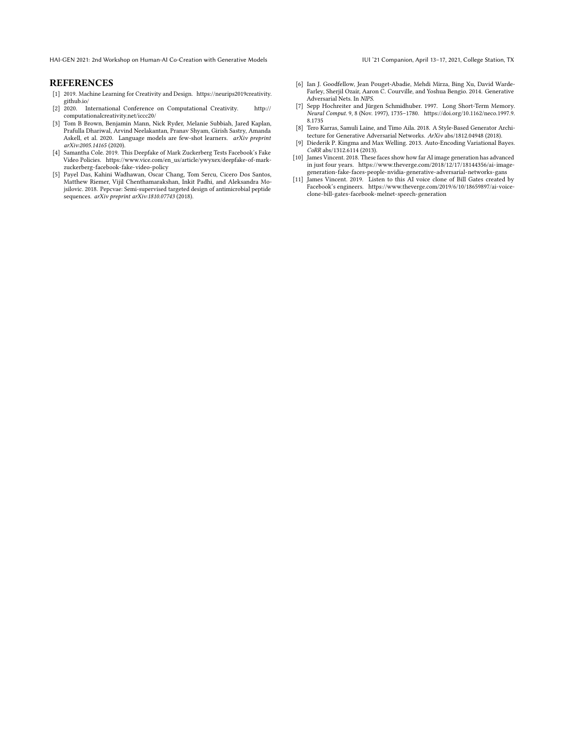## REFERENCES

[1] 2019. Machine Learning for Creativity and Design. https://neurips2019creativity.github.io/

[2] 2020. International Conference on Computational Creativity. http://computationalcreativity.net/iccc20/

[3] Tom B Brown, Benjamin Mann, Nick Ryder, Melanie Subbiah, Jared Kaplan, Prafulla Dhariwal, Arvind Neelakantan, Pranav Shyam, Girish Sastry, Amanda Askell, et al. 2020. Language models are few-shot learners. *arXiv preprint arXiv:2005.14165* (2020).

[4] Samantha Cole. 2019. This Deepfake of Mark Zuckerberg Tests Facebook's Fake Video Policies. https://www.vice.com/en_us/article/ywyxex/deepfake-of-mark-zuckerberg-facebook-fake-video-policy

[5] Payel Das, Kahini Wadhawan, Oscar Chang, Tom Sercu, Cicero Dos Santos, Matthew Riemer, Vijil Chenthamarakshan, Inkit Padhi, and Aleksandra Mojsilovic. 2018. Pepcvae: Semi-supervised targeted design of antimicrobial peptide sequences. *arXiv preprint arXiv:1810.07743* (2018).

[6] Ian J. Goodfellow, Jean Pouget-Abadie, Mehdi Mirza, Bing Xu, David Warde-Farley, Sherjil Ozair, Aaron C. Courville, and Yoshua Bengio. 2014. Generative Adversarial Nets. In *NIPS*.

[7] Sepp Hochreiter and Jürgen Schmidhuber. 1997. Long Short-Term Memory. *Neural Comput.* 9, 8 (Nov. 1997), 1735–1780. https://doi.org/10.1162/neco.1997.9.8.1735

[8] Tero Karras, Samuli Laine, and Timo Aila. 2018. A Style-Based Generator Architecture for Generative Adversarial Networks. *ArXiv* abs/1812.04948 (2018).

[9] Diederik P. Kingma and Max Welling. 2013. Auto-Encoding Variational Bayes. *CoRR* abs/1312.6114 (2013).

[10] James Vincent. 2018. These faces show how far AI image generation has advanced in just four years. https://www.theverge.com/2018/12/17/18144356/ai-image-generation-fake-faces-people-nvidia-generative-adversarial-networks-gans

[11] James Vincent. 2019. Listen to this AI voice clone of Bill Gates created by Facebook's engineers. https://www.theverge.com/2019/6/10/18659897/ai-voice-clone-bill-gates-facebook-melnet-speech-generation